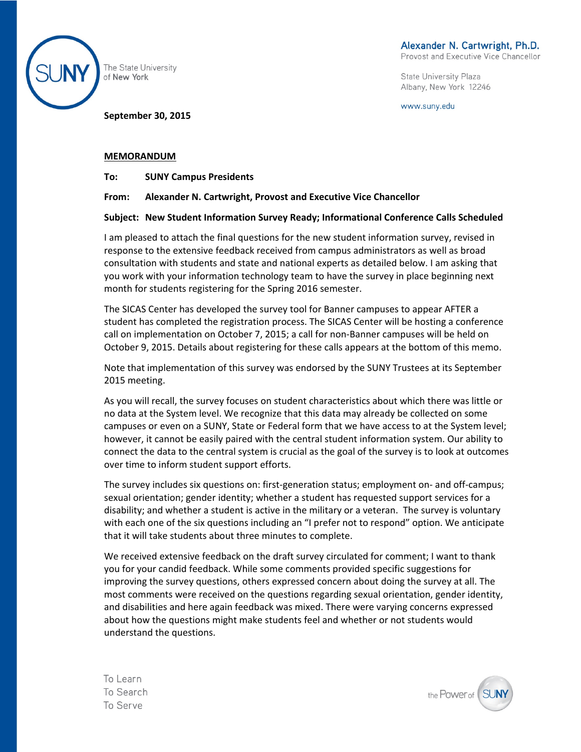The State University of New York

**Alexander N. Cartwright, Ph.D.**
Provost and Executive Vice Chancellor

State University Plaza
Albany, New York 12246

www.suny.edu

**September 30, 2015**

**MEMORANDUM**

**To:** **SUNY Campus Presidents**

**From:** **Alexander N. Cartwright, Provost and Executive Vice Chancellor**

**Subject: New Student Information Survey Ready; Informational Conference Calls Scheduled**

I am pleased to attach the final questions for the new student information survey, revised in response to the extensive feedback received from campus administrators as well as broad consultation with students and state and national experts as detailed below. I am asking that you work with your information technology team to have the survey in place beginning next month for students registering for the Spring 2016 semester.

The SICAS Center has developed the survey tool for Banner campuses to appear AFTER a student has completed the registration process. The SICAS Center will be hosting a conference call on implementation on October 7, 2015; a call for non-Banner campuses will be held on October 9, 2015. Details about registering for these calls appears at the bottom of this memo.

Note that implementation of this survey was endorsed by the SUNY Trustees at its September 2015 meeting.

As you will recall, the survey focuses on student characteristics about which there was little or no data at the System level. We recognize that this data may already be collected on some campuses or even on a SUNY, State or Federal form that we have access to at the System level; however, it cannot be easily paired with the central student information system. Our ability to connect the data to the central system is crucial as the goal of the survey is to look at outcomes over time to inform student support efforts.

The survey includes six questions on: first-generation status; employment on- and off-campus; sexual orientation; gender identity; whether a student has requested support services for a disability; and whether a student is active in the military or a veteran. The survey is voluntary with each one of the six questions including an "I prefer not to respond" option. We anticipate that it will take students about three minutes to complete.

We received extensive feedback on the draft survey circulated for comment; I want to thank you for your candid feedback. While some comments provided specific suggestions for improving the survey questions, others expressed concern about doing the survey at all. The most comments were received on the questions regarding sexual orientation, gender identity, and disabilities and here again feedback was mixed. There were varying concerns expressed about how the questions might make students feel and whether or not students would understand the questions.

To Learn
To Search
To Serve

the Power of SUNY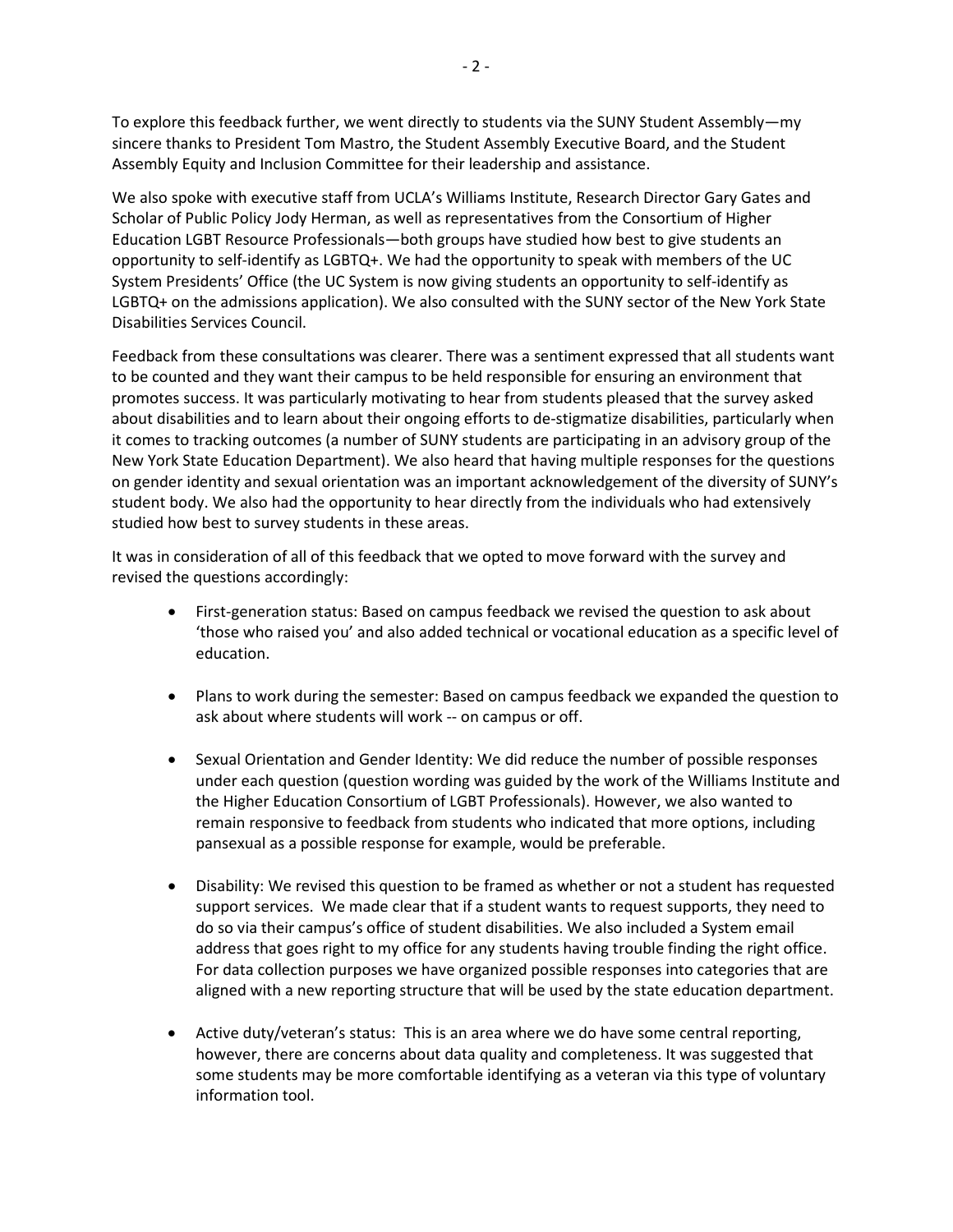To explore this feedback further, we went directly to students via the SUNY Student Assembly—my sincere thanks to President Tom Mastro, the Student Assembly Executive Board, and the Student Assembly Equity and Inclusion Committee for their leadership and assistance.

We also spoke with executive staff from UCLA's Williams Institute, Research Director Gary Gates and Scholar of Public Policy Jody Herman, as well as representatives from the Consortium of Higher Education LGBT Resource Professionals—both groups have studied how best to give students an opportunity to self-identify as LGBTQ+. We had the opportunity to speak with members of the UC System Presidents' Office (the UC System is now giving students an opportunity to self-identify as LGBTQ+ on the admissions application). We also consulted with the SUNY sector of the New York State Disabilities Services Council.

Feedback from these consultations was clearer. There was a sentiment expressed that all students want to be counted and they want their campus to be held responsible for ensuring an environment that promotes success. It was particularly motivating to hear from students pleased that the survey asked about disabilities and to learn about their ongoing efforts to de-stigmatize disabilities, particularly when it comes to tracking outcomes (a number of SUNY students are participating in an advisory group of the New York State Education Department). We also heard that having multiple responses for the questions on gender identity and sexual orientation was an important acknowledgement of the diversity of SUNY's student body. We also had the opportunity to hear directly from the individuals who had extensively studied how best to survey students in these areas.

It was in consideration of all of this feedback that we opted to move forward with the survey and revised the questions accordingly:

- First-generation status: Based on campus feedback we revised the question to ask about 'those who raised you' and also added technical or vocational education as a specific level of education.

- Plans to work during the semester: Based on campus feedback we expanded the question to ask about where students will work -- on campus or off.

- Sexual Orientation and Gender Identity: We did reduce the number of possible responses under each question (question wording was guided by the work of the Williams Institute and the Higher Education Consortium of LGBT Professionals). However, we also wanted to remain responsive to feedback from students who indicated that more options, including pansexual as a possible response for example, would be preferable.

- Disability: We revised this question to be framed as whether or not a student has requested support services. We made clear that if a student wants to request supports, they need to do so via their campus's office of student disabilities. We also included a System email address that goes right to my office for any students having trouble finding the right office. For data collection purposes we have organized possible responses into categories that are aligned with a new reporting structure that will be used by the state education department.

- Active duty/veteran's status: This is an area where we do have some central reporting, however, there are concerns about data quality and completeness. It was suggested that some students may be more comfortable identifying as a veteran via this type of voluntary information tool.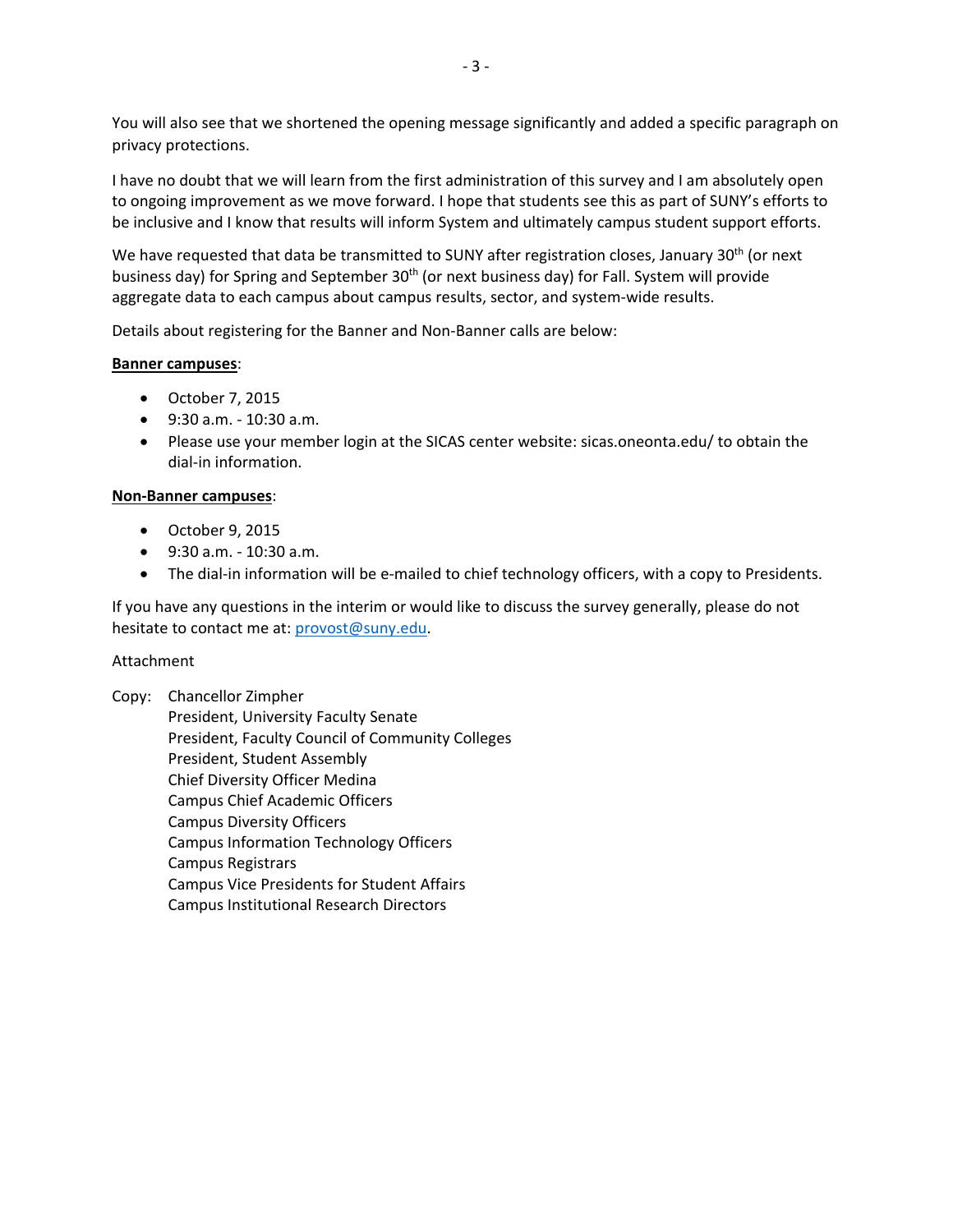You will also see that we shortened the opening message significantly and added a specific paragraph on privacy protections.

I have no doubt that we will learn from the first administration of this survey and I am absolutely open to ongoing improvement as we move forward. I hope that students see this as part of SUNY's efforts to be inclusive and I know that results will inform System and ultimately campus student support efforts.

We have requested that data be transmitted to SUNY after registration closes, January 30th (or next business day) for Spring and September 30th (or next business day) for Fall. System will provide aggregate data to each campus about campus results, sector, and system-wide results.

Details about registering for the Banner and Non-Banner calls are below:

**<u>Banner campuses</u>**:

- October 7, 2015
- 9:30 a.m. - 10:30 a.m.
- Please use your member login at the SICAS center website: sicas.oneonta.edu/ to obtain the dial-in information.

**<u>Non-Banner campuses</u>**:

- October 9, 2015
- 9:30 a.m. - 10:30 a.m.
- The dial-in information will be e-mailed to chief technology officers, with a copy to Presidents.

If you have any questions in the interim or would like to discuss the survey generally, please do not hesitate to contact me at: provost@suny.edu.

Attachment

Copy: Chancellor Zimpher
President, University Faculty Senate
President, Faculty Council of Community Colleges
President, Student Assembly
Chief Diversity Officer Medina
Campus Chief Academic Officers
Campus Diversity Officers
Campus Information Technology Officers
Campus Registrars
Campus Vice Presidents for Student Affairs
Campus Institutional Research Directors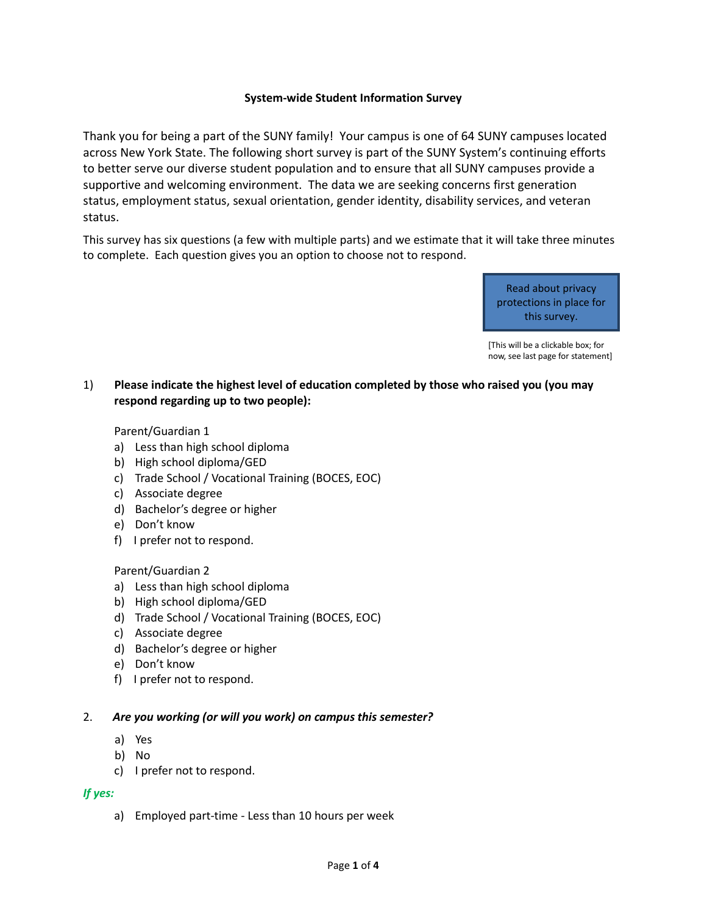**System-wide Student Information Survey**

Thank you for being a part of the SUNY family! Your campus is one of 64 SUNY campuses located across New York State. The following short survey is part of the SUNY System's continuing efforts to better serve our diverse student population and to ensure that all SUNY campuses provide a supportive and welcoming environment. The data we are seeking concerns first generation status, employment status, sexual orientation, gender identity, disability services, and veteran status.

This survey has six questions (a few with multiple parts) and we estimate that it will take three minutes to complete. Each question gives you an option to choose not to respond.

Read about privacy protections in place for this survey.

[This will be a clickable box; for now, see last page for statement]

1) **Please indicate the highest level of education completed by those who raised you (you may respond regarding up to two people):**

Parent/Guardian 1

a) Less than high school diploma
b) High school diploma/GED
c) Trade School / Vocational Training (BOCES, EOC)
c) Associate degree
d) Bachelor's degree or higher
e) Don't know
f) I prefer not to respond.

Parent/Guardian 2

a) Less than high school diploma
b) High school diploma/GED
d) Trade School / Vocational Training (BOCES, EOC)
c) Associate degree
d) Bachelor's degree or higher
e) Don't know
f) I prefer not to respond.

2. ***Are you working (or will you work) on campus this semester?***

a) Yes
b) No
c) I prefer not to respond.

***If yes:***

a) Employed part-time - Less than 10 hours per week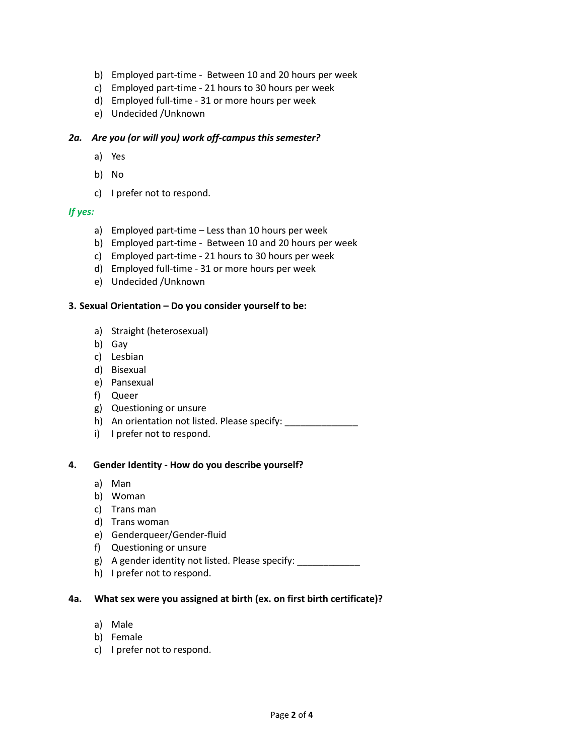b) Employed part-time - Between 10 and 20 hours per week
c) Employed part-time - 21 hours to 30 hours per week
d) Employed full-time - 31 or more hours per week
e) Undecided /Unknown

***2a. Are you (or will you) work off-campus this semester?***

a) Yes

b) No

c) I prefer not to respond.

***If yes:***

a) Employed part-time – Less than 10 hours per week
b) Employed part-time - Between 10 and 20 hours per week
c) Employed part-time - 21 hours to 30 hours per week
d) Employed full-time - 31 or more hours per week
e) Undecided /Unknown

**3. Sexual Orientation – Do you consider yourself to be:**

a) Straight (heterosexual)
b) Gay
c) Lesbian
d) Bisexual
e) Pansexual
f) Queer
g) Questioning or unsure
h) An orientation not listed. Please specify: ______________
i) I prefer not to respond.

**4. Gender Identity - How do you describe yourself?**

a) Man
b) Woman
c) Trans man
d) Trans woman
e) Genderqueer/Gender-fluid
f) Questioning or unsure
g) A gender identity not listed. Please specify: ____________
h) I prefer not to respond.

**4a. What sex were you assigned at birth (ex. on first birth certificate)?**

a) Male
b) Female
c) I prefer not to respond.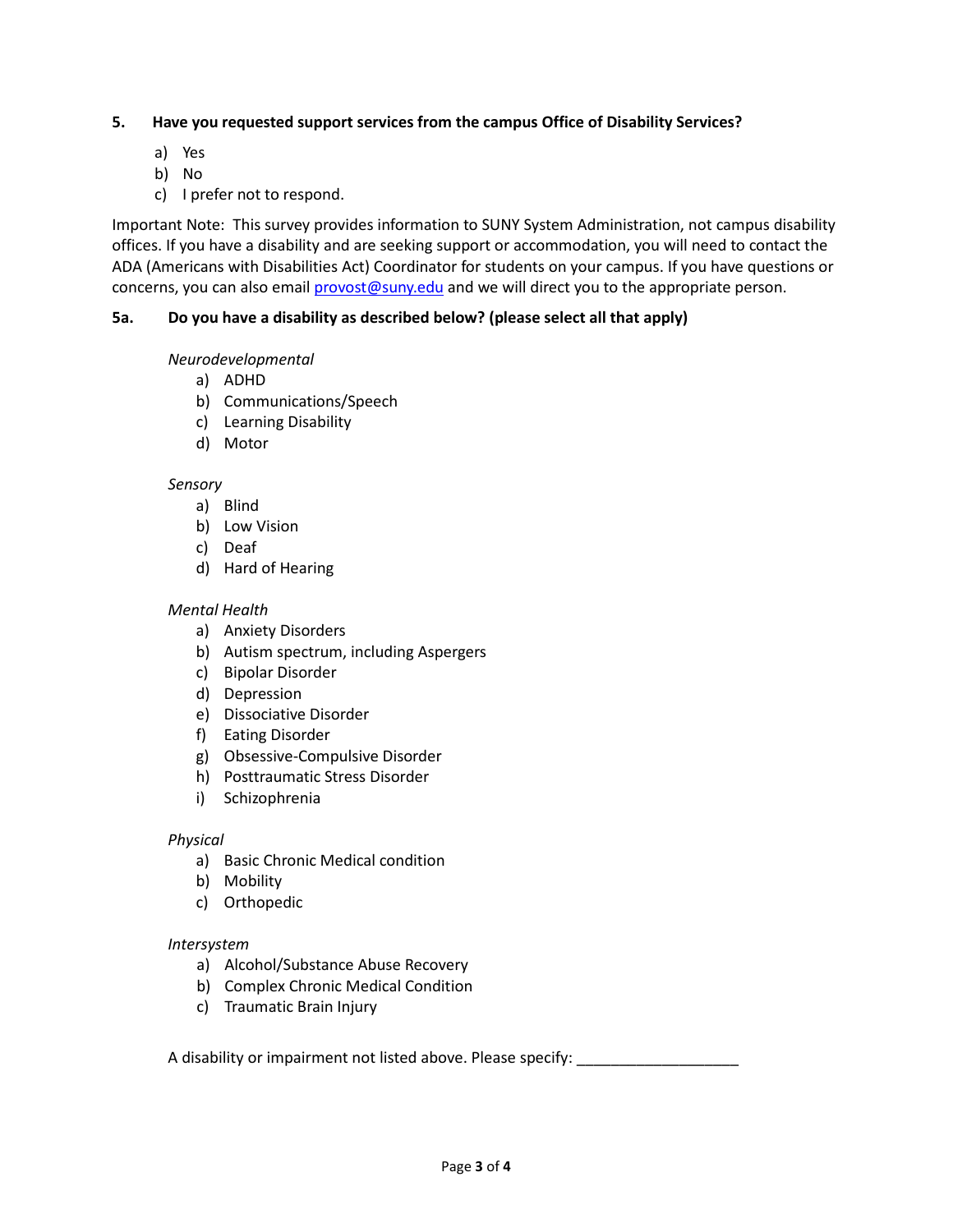**5. Have you requested support services from the campus Office of Disability Services?**

a) Yes
b) No
c) I prefer not to respond.

Important Note: This survey provides information to SUNY System Administration, not campus disability offices. If you have a disability and are seeking support or accommodation, you will need to contact the ADA (Americans with Disabilities Act) Coordinator for students on your campus. If you have questions or concerns, you can also email [provost@suny.edu](mailto:provost@suny.edu) and we will direct you to the appropriate person.

**5a. Do you have a disability as described below? (please select all that apply)**

*Neurodevelopmental*

a) ADHD
b) Communications/Speech
c) Learning Disability
d) Motor

*Sensory*

a) Blind
b) Low Vision
c) Deaf
d) Hard of Hearing

*Mental Health*

a) Anxiety Disorders
b) Autism spectrum, including Aspergers
c) Bipolar Disorder
d) Depression
e) Dissociative Disorder
f) Eating Disorder
g) Obsessive-Compulsive Disorder
h) Posttraumatic Stress Disorder
i) Schizophrenia

*Physical*

a) Basic Chronic Medical condition
b) Mobility
c) Orthopedic

*Intersystem*

a) Alcohol/Substance Abuse Recovery
b) Complex Chronic Medical Condition
c) Traumatic Brain Injury

A disability or impairment not listed above. Please specify: ___________________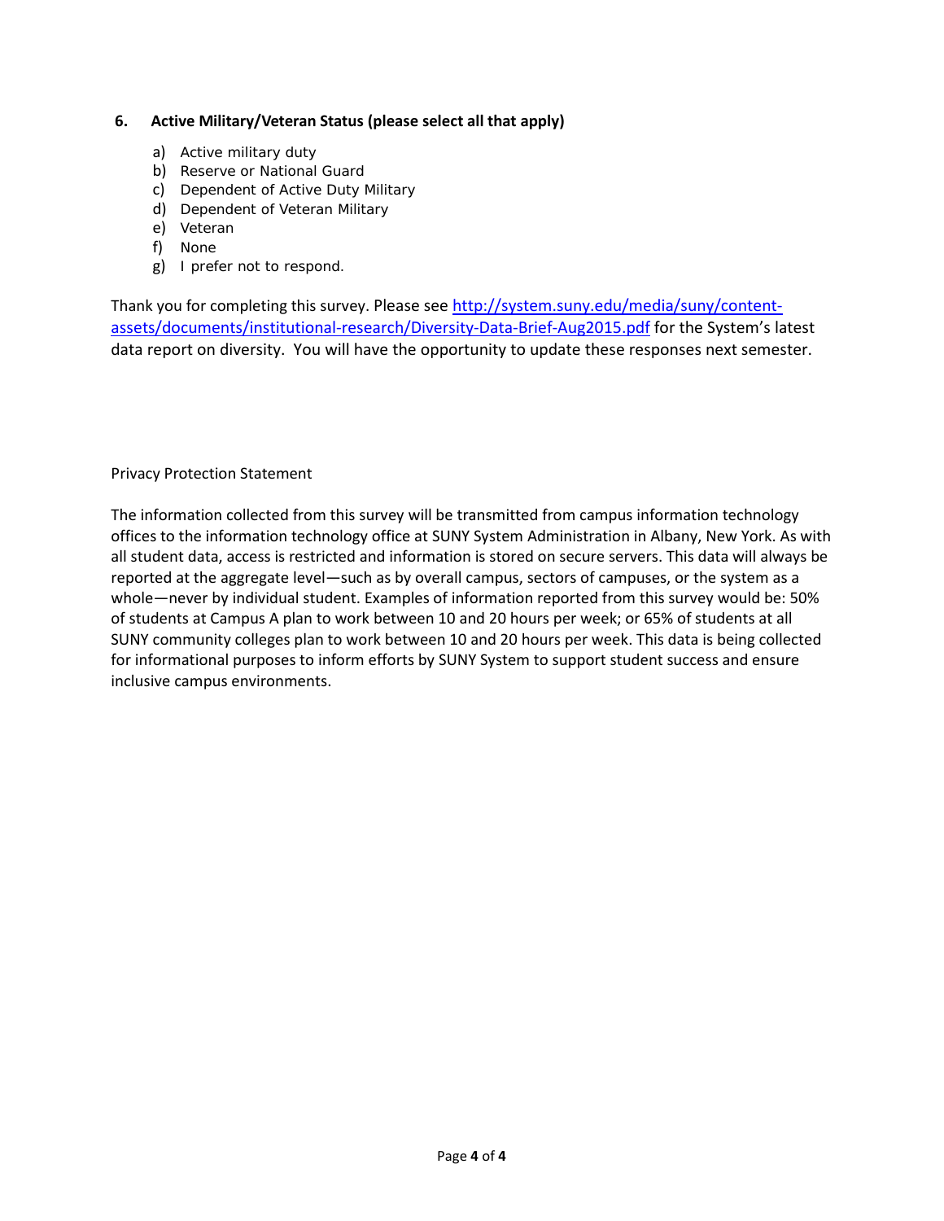**6. Active Military/Veteran Status (please select all that apply)**

a) Active military duty
b) Reserve or National Guard
c) Dependent of Active Duty Military
d) Dependent of Veteran Military
e) Veteran
f) None
g) I prefer not to respond.

Thank you for completing this survey. Please see [http://system.suny.edu/media/suny/content-assets/documents/institutional-research/Diversity-Data-Brief-Aug2015.pdf](http://system.suny.edu/media/suny/content-assets/documents/institutional-research/Diversity-Data-Brief-Aug2015.pdf) for the System's latest data report on diversity. You will have the opportunity to update these responses next semester.

Privacy Protection Statement

The information collected from this survey will be transmitted from campus information technology offices to the information technology office at SUNY System Administration in Albany, New York. As with all student data, access is restricted and information is stored on secure servers. This data will always be reported at the aggregate level—such as by overall campus, sectors of campuses, or the system as a whole—never by individual student. Examples of information reported from this survey would be: 50% of students at Campus A plan to work between 10 and 20 hours per week; or 65% of students at all SUNY community colleges plan to work between 10 and 20 hours per week. This data is being collected for informational purposes to inform efforts by SUNY System to support student success and ensure inclusive campus environments.